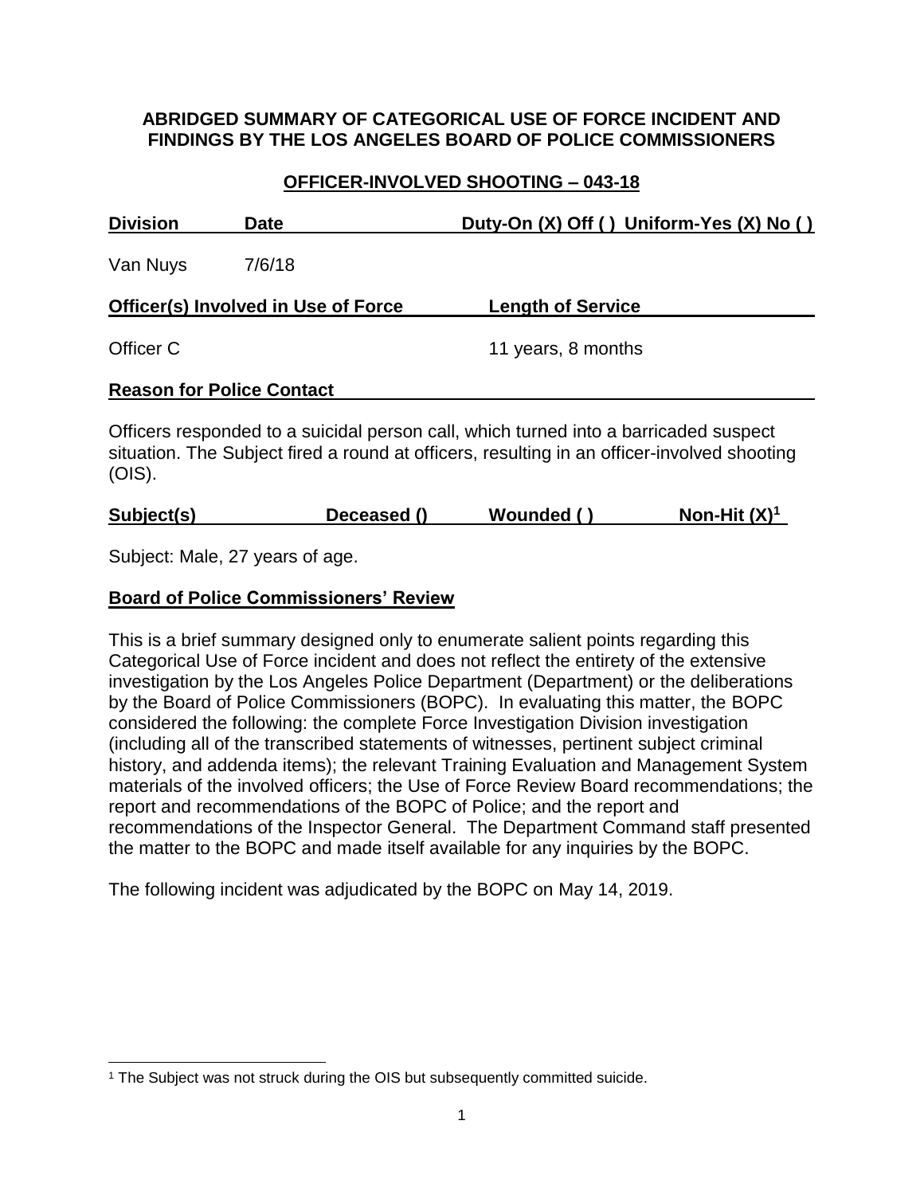**ABRIDGED SUMMARY OF CATEGORICAL USE OF FORCE INCIDENT AND FINDINGS BY THE LOS ANGELES BOARD OF POLICE COMMISSIONERS**

**OFFICER-INVOLVED SHOOTING – 043-18**

| Division | Date | Duty-On (X) Off ( ) Uniform-Yes (X) No ( ) |
|---|---|---|
| Van Nuys | 7/6/18 | |

| Officer(s) Involved in Use of Force | Length of Service |
|---|---|
| Officer C | 11 years, 8 months |

**Reason for Police Contact**

Officers responded to a suicidal person call, which turned into a barricaded suspect situation. The Subject fired a round at officers, resulting in an officer-involved shooting (OIS).

| Subject(s) | Deceased () | Wounded ( ) | Non-Hit (X)[1] |
|---|---|---|---|

Subject: Male, 27 years of age.

**Board of Police Commissioners' Review**

This is a brief summary designed only to enumerate salient points regarding this Categorical Use of Force incident and does not reflect the entirety of the extensive investigation by the Los Angeles Police Department (Department) or the deliberations by the Board of Police Commissioners (BOPC). In evaluating this matter, the BOPC considered the following: the complete Force Investigation Division investigation (including all of the transcribed statements of witnesses, pertinent subject criminal history, and addenda items); the relevant Training Evaluation and Management System materials of the involved officers; the Use of Force Review Board recommendations; the report and recommendations of the BOPC of Police; and the report and recommendations of the Inspector General. The Department Command staff presented the matter to the BOPC and made itself available for any inquiries by the BOPC.

The following incident was adjudicated by the BOPC on May 14, 2019.

[1] The Subject was not struck during the OIS but subsequently committed suicide.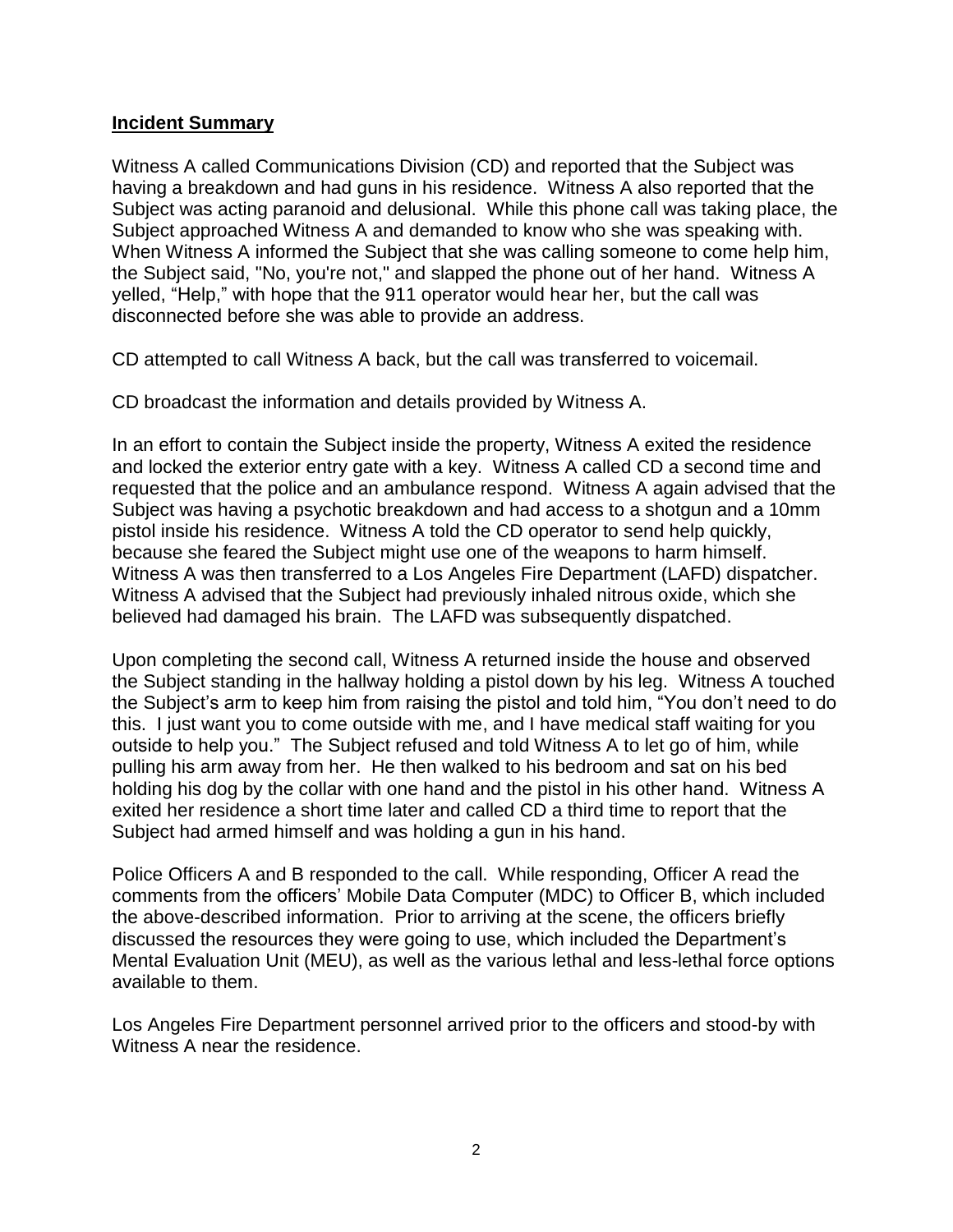## **Incident Summary**

Witness A called Communications Division (CD) and reported that the Subject was having a breakdown and had guns in his residence. Witness A also reported that the Subject was acting paranoid and delusional. While this phone call was taking place, the Subject approached Witness A and demanded to know who she was speaking with. When Witness A informed the Subject that she was calling someone to come help him, the Subject said, "No, you're not," and slapped the phone out of her hand. Witness A yelled, "Help," with hope that the 911 operator would hear her, but the call was disconnected before she was able to provide an address.

CD attempted to call Witness A back, but the call was transferred to voicemail.

CD broadcast the information and details provided by Witness A.

In an effort to contain the Subject inside the property, Witness A exited the residence and locked the exterior entry gate with a key. Witness A called CD a second time and requested that the police and an ambulance respond. Witness A again advised that the Subject was having a psychotic breakdown and had access to a shotgun and a 10mm pistol inside his residence. Witness A told the CD operator to send help quickly, because she feared the Subject might use one of the weapons to harm himself. Witness A was then transferred to a Los Angeles Fire Department (LAFD) dispatcher. Witness A advised that the Subject had previously inhaled nitrous oxide, which she believed had damaged his brain. The LAFD was subsequently dispatched.

Upon completing the second call, Witness A returned inside the house and observed the Subject standing in the hallway holding a pistol down by his leg. Witness A touched the Subject's arm to keep him from raising the pistol and told him, "You don't need to do this. I just want you to come outside with me, and I have medical staff waiting for you outside to help you." The Subject refused and told Witness A to let go of him, while pulling his arm away from her. He then walked to his bedroom and sat on his bed holding his dog by the collar with one hand and the pistol in his other hand. Witness A exited her residence a short time later and called CD a third time to report that the Subject had armed himself and was holding a gun in his hand.

Police Officers A and B responded to the call. While responding, Officer A read the comments from the officers' Mobile Data Computer (MDC) to Officer B, which included the above-described information. Prior to arriving at the scene, the officers briefly discussed the resources they were going to use, which included the Department's Mental Evaluation Unit (MEU), as well as the various lethal and less-lethal force options available to them.

Los Angeles Fire Department personnel arrived prior to the officers and stood-by with Witness A near the residence.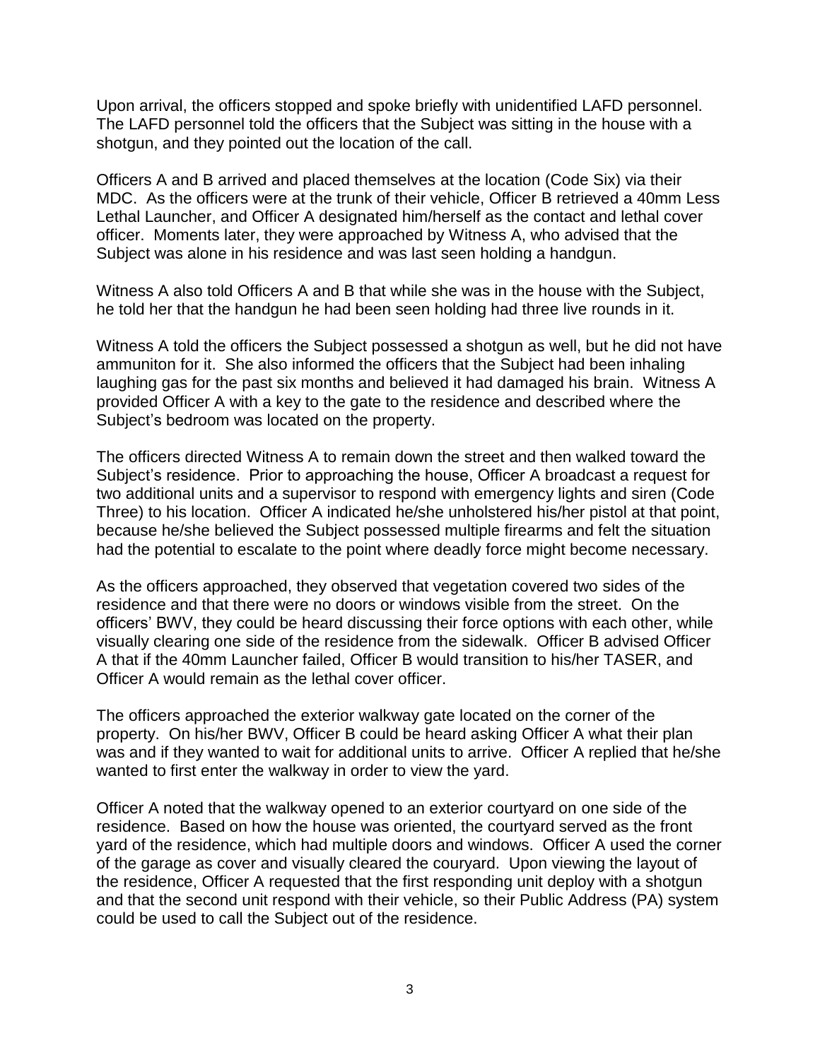Upon arrival, the officers stopped and spoke briefly with unidentified LAFD personnel. The LAFD personnel told the officers that the Subject was sitting in the house with a shotgun, and they pointed out the location of the call.

Officers A and B arrived and placed themselves at the location (Code Six) via their MDC. As the officers were at the trunk of their vehicle, Officer B retrieved a 40mm Less Lethal Launcher, and Officer A designated him/herself as the contact and lethal cover officer. Moments later, they were approached by Witness A, who advised that the Subject was alone in his residence and was last seen holding a handgun.

Witness A also told Officers A and B that while she was in the house with the Subject, he told her that the handgun he had been seen holding had three live rounds in it.

Witness A told the officers the Subject possessed a shotgun as well, but he did not have ammuniton for it. She also informed the officers that the Subject had been inhaling laughing gas for the past six months and believed it had damaged his brain. Witness A provided Officer A with a key to the gate to the residence and described where the Subject's bedroom was located on the property.

The officers directed Witness A to remain down the street and then walked toward the Subject's residence. Prior to approaching the house, Officer A broadcast a request for two additional units and a supervisor to respond with emergency lights and siren (Code Three) to his location. Officer A indicated he/she unholstered his/her pistol at that point, because he/she believed the Subject possessed multiple firearms and felt the situation had the potential to escalate to the point where deadly force might become necessary.

As the officers approached, they observed that vegetation covered two sides of the residence and that there were no doors or windows visible from the street. On the officers' BWV, they could be heard discussing their force options with each other, while visually clearing one side of the residence from the sidewalk. Officer B advised Officer A that if the 40mm Launcher failed, Officer B would transition to his/her TASER, and Officer A would remain as the lethal cover officer.

The officers approached the exterior walkway gate located on the corner of the property. On his/her BWV, Officer B could be heard asking Officer A what their plan was and if they wanted to wait for additional units to arrive. Officer A replied that he/she wanted to first enter the walkway in order to view the yard.

Officer A noted that the walkway opened to an exterior courtyard on one side of the residence. Based on how the house was oriented, the courtyard served as the front yard of the residence, which had multiple doors and windows. Officer A used the corner of the garage as cover and visually cleared the couryard. Upon viewing the layout of the residence, Officer A requested that the first responding unit deploy with a shotgun and that the second unit respond with their vehicle, so their Public Address (PA) system could be used to call the Subject out of the residence.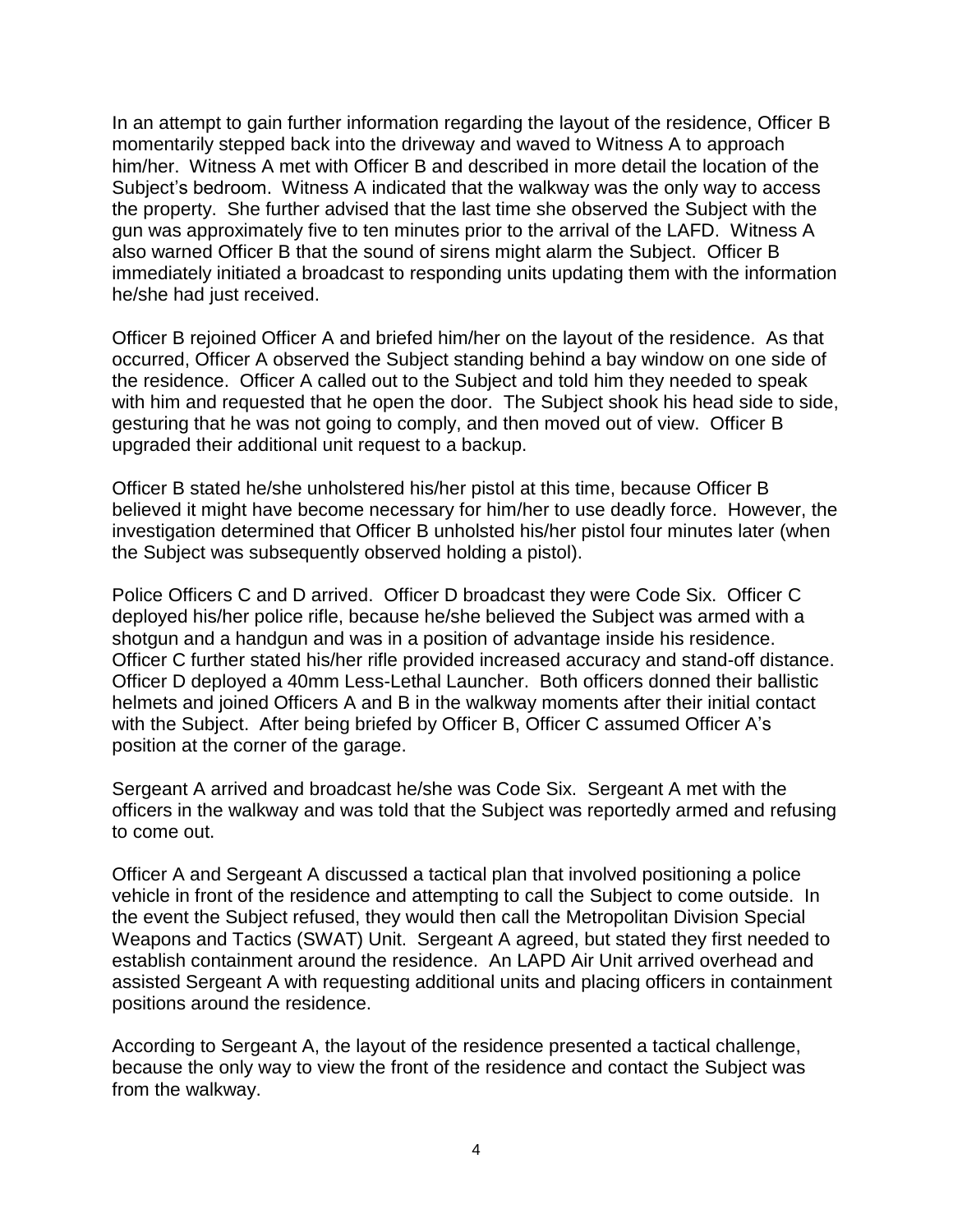In an attempt to gain further information regarding the layout of the residence, Officer B momentarily stepped back into the driveway and waved to Witness A to approach him/her. Witness A met with Officer B and described in more detail the location of the Subject's bedroom. Witness A indicated that the walkway was the only way to access the property. She further advised that the last time she observed the Subject with the gun was approximately five to ten minutes prior to the arrival of the LAFD. Witness A also warned Officer B that the sound of sirens might alarm the Subject. Officer B immediately initiated a broadcast to responding units updating them with the information he/she had just received.

Officer B rejoined Officer A and briefed him/her on the layout of the residence. As that occurred, Officer A observed the Subject standing behind a bay window on one side of the residence. Officer A called out to the Subject and told him they needed to speak with him and requested that he open the door. The Subject shook his head side to side, gesturing that he was not going to comply, and then moved out of view. Officer B upgraded their additional unit request to a backup.

Officer B stated he/she unholstered his/her pistol at this time, because Officer B believed it might have become necessary for him/her to use deadly force. However, the investigation determined that Officer B unholsted his/her pistol four minutes later (when the Subject was subsequently observed holding a pistol).

Police Officers C and D arrived. Officer D broadcast they were Code Six. Officer C deployed his/her police rifle, because he/she believed the Subject was armed with a shotgun and a handgun and was in a position of advantage inside his residence. Officer C further stated his/her rifle provided increased accuracy and stand-off distance. Officer D deployed a 40mm Less-Lethal Launcher. Both officers donned their ballistic helmets and joined Officers A and B in the walkway moments after their initial contact with the Subject. After being briefed by Officer B, Officer C assumed Officer A's position at the corner of the garage.

Sergeant A arrived and broadcast he/she was Code Six. Sergeant A met with the officers in the walkway and was told that the Subject was reportedly armed and refusing to come out.

Officer A and Sergeant A discussed a tactical plan that involved positioning a police vehicle in front of the residence and attempting to call the Subject to come outside. In the event the Subject refused, they would then call the Metropolitan Division Special Weapons and Tactics (SWAT) Unit. Sergeant A agreed, but stated they first needed to establish containment around the residence. An LAPD Air Unit arrived overhead and assisted Sergeant A with requesting additional units and placing officers in containment positions around the residence.

According to Sergeant A, the layout of the residence presented a tactical challenge, because the only way to view the front of the residence and contact the Subject was from the walkway.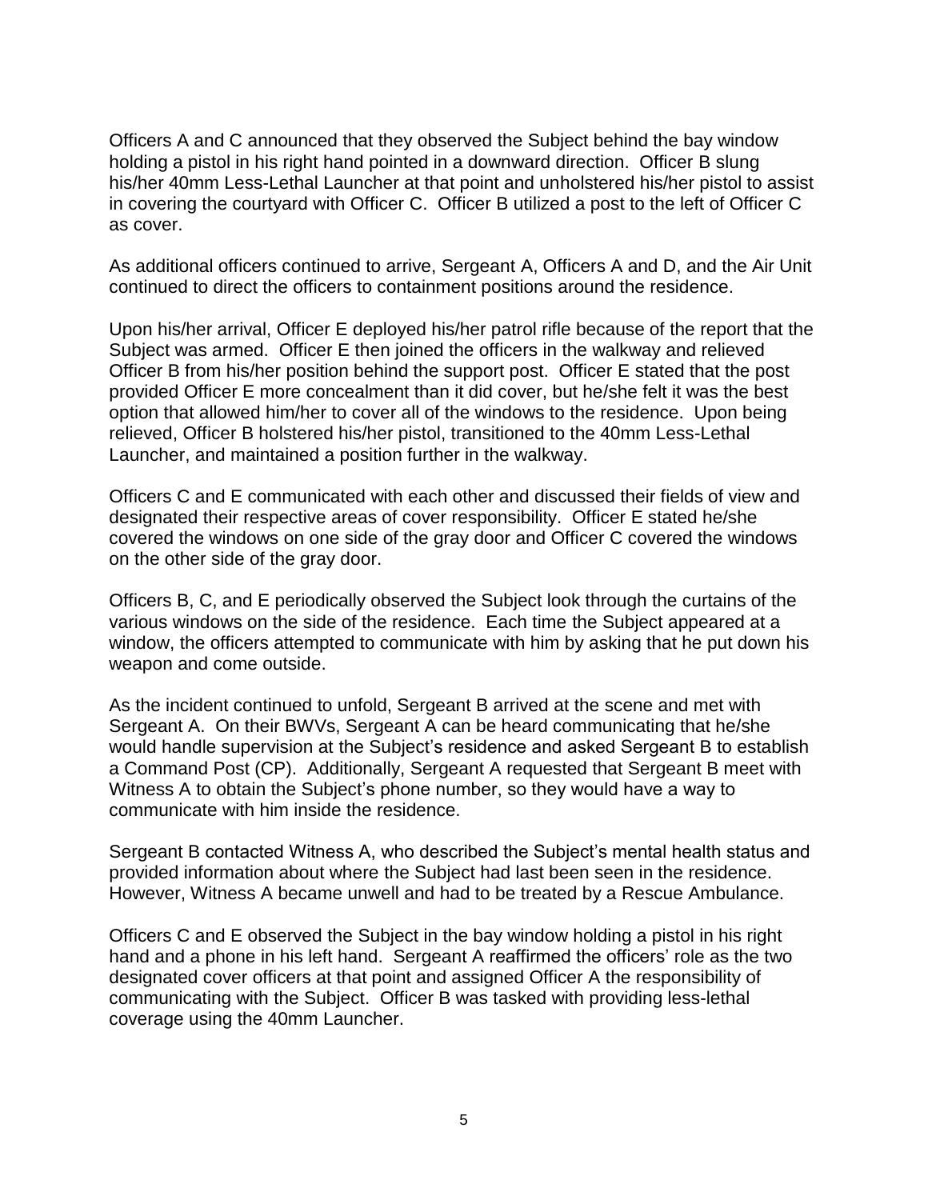Officers A and C announced that they observed the Subject behind the bay window holding a pistol in his right hand pointed in a downward direction. Officer B slung his/her 40mm Less-Lethal Launcher at that point and unholstered his/her pistol to assist in covering the courtyard with Officer C. Officer B utilized a post to the left of Officer C as cover.

As additional officers continued to arrive, Sergeant A, Officers A and D, and the Air Unit continued to direct the officers to containment positions around the residence.

Upon his/her arrival, Officer E deployed his/her patrol rifle because of the report that the Subject was armed. Officer E then joined the officers in the walkway and relieved Officer B from his/her position behind the support post. Officer E stated that the post provided Officer E more concealment than it did cover, but he/she felt it was the best option that allowed him/her to cover all of the windows to the residence. Upon being relieved, Officer B holstered his/her pistol, transitioned to the 40mm Less-Lethal Launcher, and maintained a position further in the walkway.

Officers C and E communicated with each other and discussed their fields of view and designated their respective areas of cover responsibility. Officer E stated he/she covered the windows on one side of the gray door and Officer C covered the windows on the other side of the gray door.

Officers B, C, and E periodically observed the Subject look through the curtains of the various windows on the side of the residence. Each time the Subject appeared at a window, the officers attempted to communicate with him by asking that he put down his weapon and come outside.

As the incident continued to unfold, Sergeant B arrived at the scene and met with Sergeant A. On their BWVs, Sergeant A can be heard communicating that he/she would handle supervision at the Subject's residence and asked Sergeant B to establish a Command Post (CP). Additionally, Sergeant A requested that Sergeant B meet with Witness A to obtain the Subject's phone number, so they would have a way to communicate with him inside the residence.

Sergeant B contacted Witness A, who described the Subject's mental health status and provided information about where the Subject had last been seen in the residence. However, Witness A became unwell and had to be treated by a Rescue Ambulance.

Officers C and E observed the Subject in the bay window holding a pistol in his right hand and a phone in his left hand. Sergeant A reaffirmed the officers' role as the two designated cover officers at that point and assigned Officer A the responsibility of communicating with the Subject. Officer B was tasked with providing less-lethal coverage using the 40mm Launcher.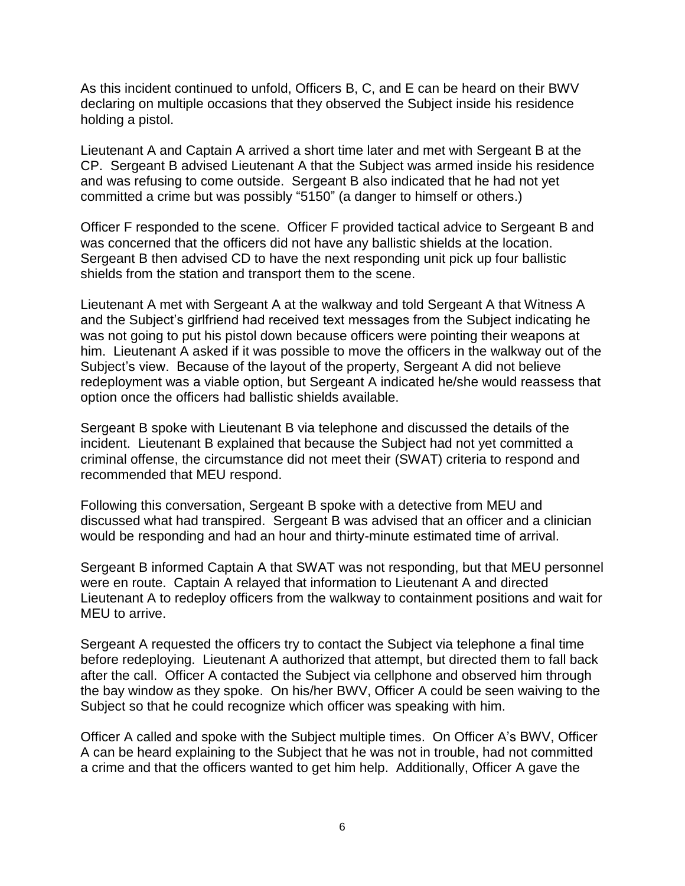As this incident continued to unfold, Officers B, C, and E can be heard on their BWV declaring on multiple occasions that they observed the Subject inside his residence holding a pistol.

Lieutenant A and Captain A arrived a short time later and met with Sergeant B at the CP. Sergeant B advised Lieutenant A that the Subject was armed inside his residence and was refusing to come outside. Sergeant B also indicated that he had not yet committed a crime but was possibly "5150" (a danger to himself or others.)

Officer F responded to the scene. Officer F provided tactical advice to Sergeant B and was concerned that the officers did not have any ballistic shields at the location. Sergeant B then advised CD to have the next responding unit pick up four ballistic shields from the station and transport them to the scene.

Lieutenant A met with Sergeant A at the walkway and told Sergeant A that Witness A and the Subject's girlfriend had received text messages from the Subject indicating he was not going to put his pistol down because officers were pointing their weapons at him. Lieutenant A asked if it was possible to move the officers in the walkway out of the Subject's view. Because of the layout of the property, Sergeant A did not believe redeployment was a viable option, but Sergeant A indicated he/she would reassess that option once the officers had ballistic shields available.

Sergeant B spoke with Lieutenant B via telephone and discussed the details of the incident. Lieutenant B explained that because the Subject had not yet committed a criminal offense, the circumstance did not meet their (SWAT) criteria to respond and recommended that MEU respond.

Following this conversation, Sergeant B spoke with a detective from MEU and discussed what had transpired. Sergeant B was advised that an officer and a clinician would be responding and had an hour and thirty-minute estimated time of arrival.

Sergeant B informed Captain A that SWAT was not responding, but that MEU personnel were en route. Captain A relayed that information to Lieutenant A and directed Lieutenant A to redeploy officers from the walkway to containment positions and wait for MEU to arrive.

Sergeant A requested the officers try to contact the Subject via telephone a final time before redeploying. Lieutenant A authorized that attempt, but directed them to fall back after the call. Officer A contacted the Subject via cellphone and observed him through the bay window as they spoke. On his/her BWV, Officer A could be seen waiving to the Subject so that he could recognize which officer was speaking with him.

Officer A called and spoke with the Subject multiple times. On Officer A's BWV, Officer A can be heard explaining to the Subject that he was not in trouble, had not committed a crime and that the officers wanted to get him help. Additionally, Officer A gave the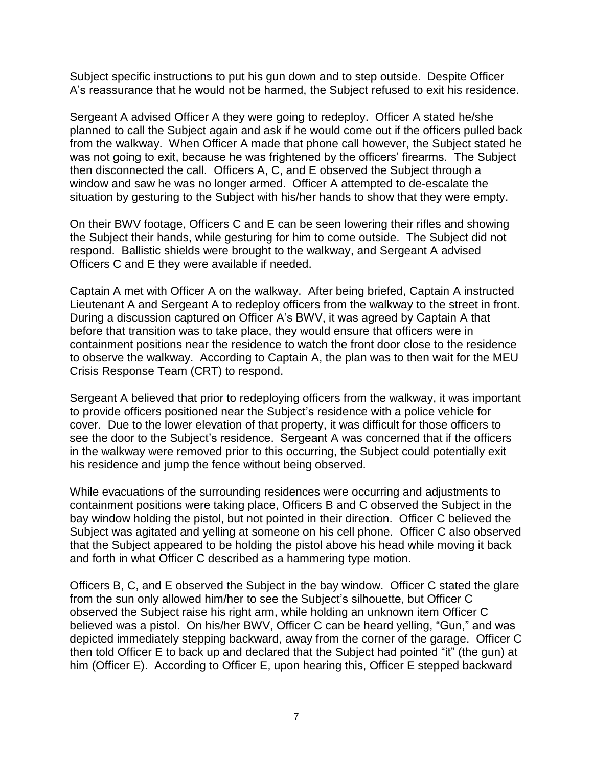Subject specific instructions to put his gun down and to step outside. Despite Officer A's reassurance that he would not be harmed, the Subject refused to exit his residence.

Sergeant A advised Officer A they were going to redeploy. Officer A stated he/she planned to call the Subject again and ask if he would come out if the officers pulled back from the walkway. When Officer A made that phone call however, the Subject stated he was not going to exit, because he was frightened by the officers' firearms. The Subject then disconnected the call. Officers A, C, and E observed the Subject through a window and saw he was no longer armed. Officer A attempted to de-escalate the situation by gesturing to the Subject with his/her hands to show that they were empty.

On their BWV footage, Officers C and E can be seen lowering their rifles and showing the Subject their hands, while gesturing for him to come outside. The Subject did not respond. Ballistic shields were brought to the walkway, and Sergeant A advised Officers C and E they were available if needed.

Captain A met with Officer A on the walkway. After being briefed, Captain A instructed Lieutenant A and Sergeant A to redeploy officers from the walkway to the street in front. During a discussion captured on Officer A's BWV, it was agreed by Captain A that before that transition was to take place, they would ensure that officers were in containment positions near the residence to watch the front door close to the residence to observe the walkway. According to Captain A, the plan was to then wait for the MEU Crisis Response Team (CRT) to respond.

Sergeant A believed that prior to redeploying officers from the walkway, it was important to provide officers positioned near the Subject's residence with a police vehicle for cover. Due to the lower elevation of that property, it was difficult for those officers to see the door to the Subject's residence. Sergeant A was concerned that if the officers in the walkway were removed prior to this occurring, the Subject could potentially exit his residence and jump the fence without being observed.

While evacuations of the surrounding residences were occurring and adjustments to containment positions were taking place, Officers B and C observed the Subject in the bay window holding the pistol, but not pointed in their direction. Officer C believed the Subject was agitated and yelling at someone on his cell phone. Officer C also observed that the Subject appeared to be holding the pistol above his head while moving it back and forth in what Officer C described as a hammering type motion.

Officers B, C, and E observed the Subject in the bay window. Officer C stated the glare from the sun only allowed him/her to see the Subject's silhouette, but Officer C observed the Subject raise his right arm, while holding an unknown item Officer C believed was a pistol. On his/her BWV, Officer C can be heard yelling, "Gun," and was depicted immediately stepping backward, away from the corner of the garage. Officer C then told Officer E to back up and declared that the Subject had pointed "it" (the gun) at him (Officer E). According to Officer E, upon hearing this, Officer E stepped backward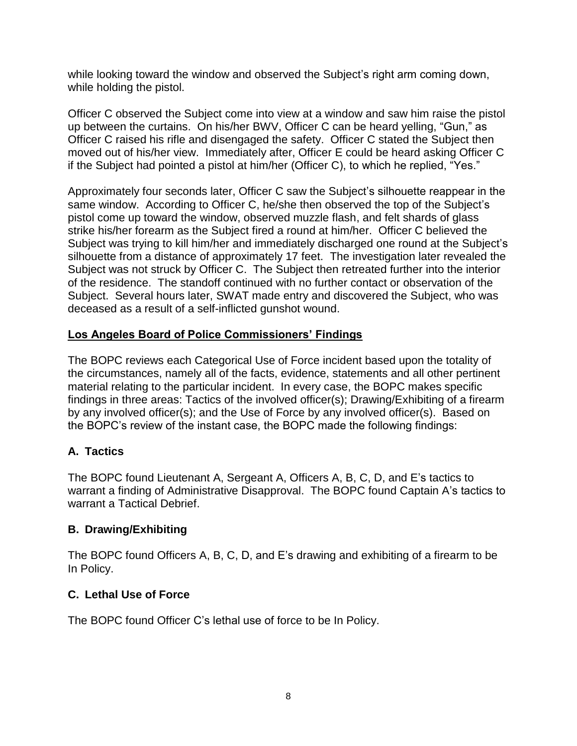while looking toward the window and observed the Subject's right arm coming down, while holding the pistol.

Officer C observed the Subject come into view at a window and saw him raise the pistol up between the curtains. On his/her BWV, Officer C can be heard yelling, "Gun," as Officer C raised his rifle and disengaged the safety. Officer C stated the Subject then moved out of his/her view. Immediately after, Officer E could be heard asking Officer C if the Subject had pointed a pistol at him/her (Officer C), to which he replied, "Yes."

Approximately four seconds later, Officer C saw the Subject's silhouette reappear in the same window. According to Officer C, he/she then observed the top of the Subject's pistol come up toward the window, observed muzzle flash, and felt shards of glass strike his/her forearm as the Subject fired a round at him/her. Officer C believed the Subject was trying to kill him/her and immediately discharged one round at the Subject's silhouette from a distance of approximately 17 feet. The investigation later revealed the Subject was not struck by Officer C. The Subject then retreated further into the interior of the residence. The standoff continued with no further contact or observation of the Subject. Several hours later, SWAT made entry and discovered the Subject, who was deceased as a result of a self-inflicted gunshot wound.

## Los Angeles Board of Police Commissioners' Findings

The BOPC reviews each Categorical Use of Force incident based upon the totality of the circumstances, namely all of the facts, evidence, statements and all other pertinent material relating to the particular incident. In every case, the BOPC makes specific findings in three areas: Tactics of the involved officer(s); Drawing/Exhibiting of a firearm by any involved officer(s); and the Use of Force by any involved officer(s). Based on the BOPC's review of the instant case, the BOPC made the following findings:

### A. Tactics

The BOPC found Lieutenant A, Sergeant A, Officers A, B, C, D, and E's tactics to warrant a finding of Administrative Disapproval. The BOPC found Captain A's tactics to warrant a Tactical Debrief.

### B. Drawing/Exhibiting

The BOPC found Officers A, B, C, D, and E's drawing and exhibiting of a firearm to be In Policy.

### C. Lethal Use of Force

The BOPC found Officer C's lethal use of force to be In Policy.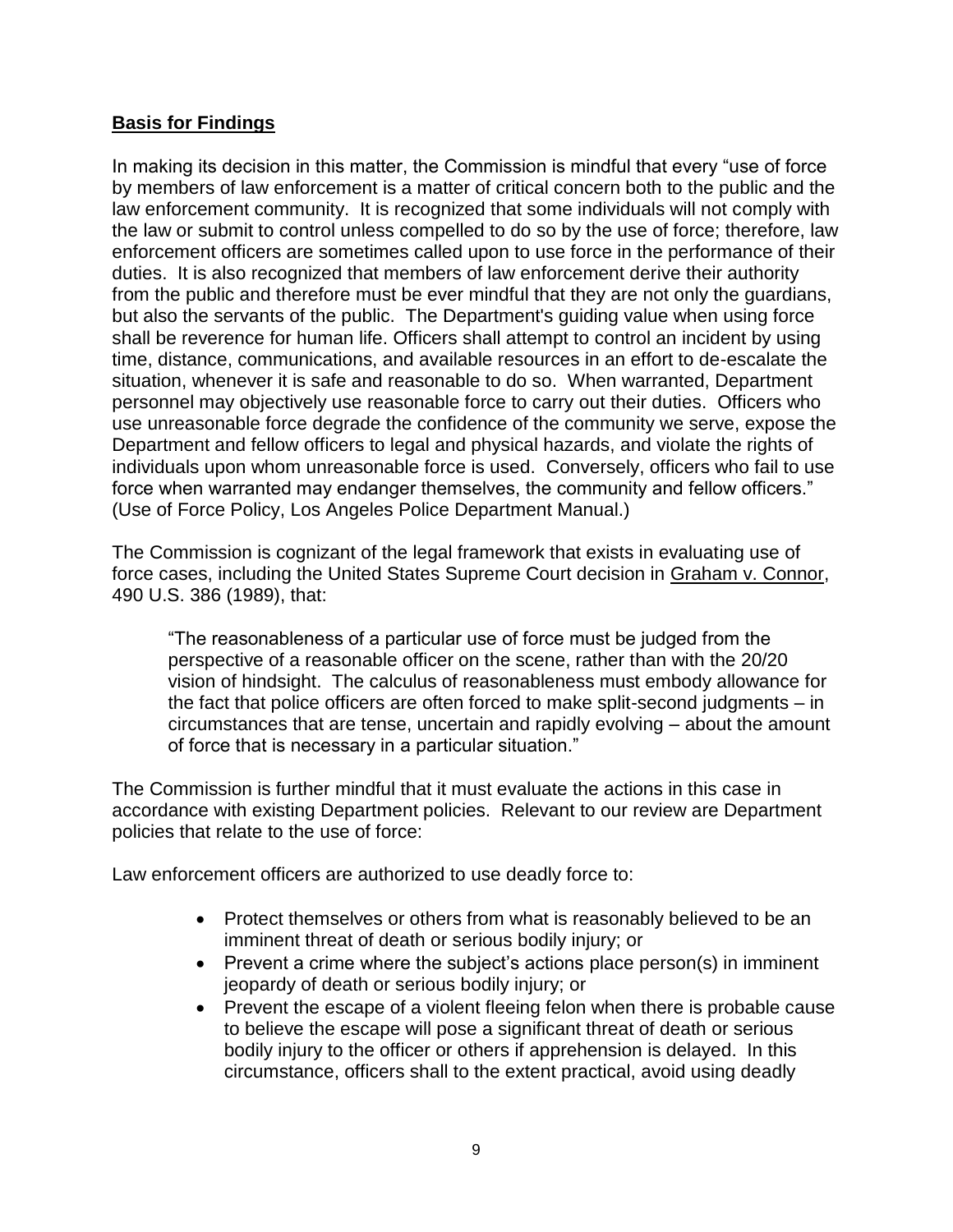**Basis for Findings**

In making its decision in this matter, the Commission is mindful that every "use of force by members of law enforcement is a matter of critical concern both to the public and the law enforcement community. It is recognized that some individuals will not comply with the law or submit to control unless compelled to do so by the use of force; therefore, law enforcement officers are sometimes called upon to use force in the performance of their duties. It is also recognized that members of law enforcement derive their authority from the public and therefore must be ever mindful that they are not only the guardians, but also the servants of the public. The Department's guiding value when using force shall be reverence for human life. Officers shall attempt to control an incident by using time, distance, communications, and available resources in an effort to de-escalate the situation, whenever it is safe and reasonable to do so. When warranted, Department personnel may objectively use reasonable force to carry out their duties. Officers who use unreasonable force degrade the confidence of the community we serve, expose the Department and fellow officers to legal and physical hazards, and violate the rights of individuals upon whom unreasonable force is used. Conversely, officers who fail to use force when warranted may endanger themselves, the community and fellow officers." (Use of Force Policy, Los Angeles Police Department Manual.)

The Commission is cognizant of the legal framework that exists in evaluating use of force cases, including the United States Supreme Court decision in Graham v. Connor, 490 U.S. 386 (1989), that:

> "The reasonableness of a particular use of force must be judged from the perspective of a reasonable officer on the scene, rather than with the 20/20 vision of hindsight. The calculus of reasonableness must embody allowance for the fact that police officers are often forced to make split-second judgments – in circumstances that are tense, uncertain and rapidly evolving – about the amount of force that is necessary in a particular situation."

The Commission is further mindful that it must evaluate the actions in this case in accordance with existing Department policies. Relevant to our review are Department policies that relate to the use of force:

Law enforcement officers are authorized to use deadly force to:

- Protect themselves or others from what is reasonably believed to be an imminent threat of death or serious bodily injury; or
- Prevent a crime where the subject's actions place person(s) in imminent jeopardy of death or serious bodily injury; or
- Prevent the escape of a violent fleeing felon when there is probable cause to believe the escape will pose a significant threat of death or serious bodily injury to the officer or others if apprehension is delayed. In this circumstance, officers shall to the extent practical, avoid using deadly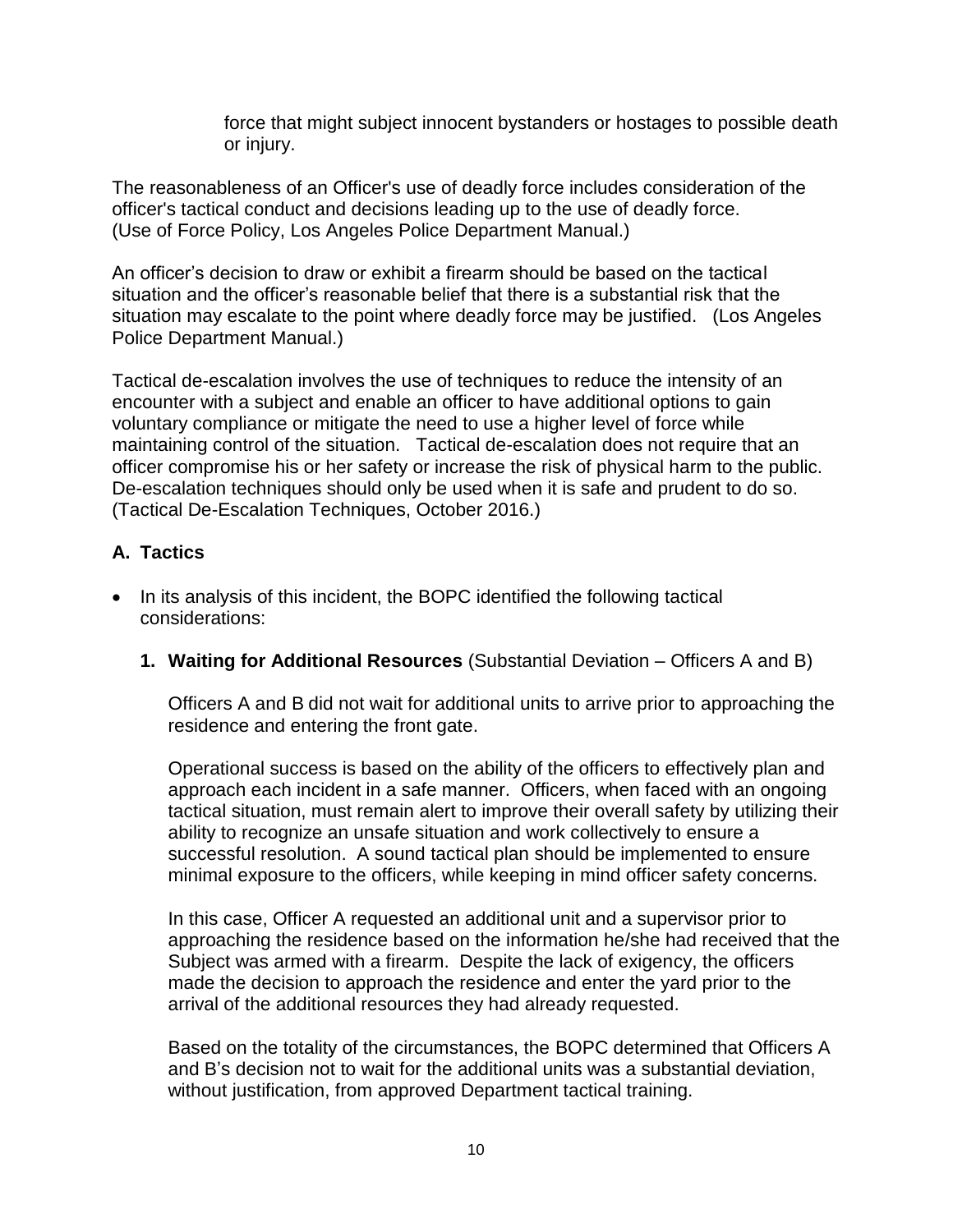force that might subject innocent bystanders or hostages to possible death or injury.

The reasonableness of an Officer's use of deadly force includes consideration of the officer's tactical conduct and decisions leading up to the use of deadly force. (Use of Force Policy, Los Angeles Police Department Manual.)

An officer's decision to draw or exhibit a firearm should be based on the tactical situation and the officer's reasonable belief that there is a substantial risk that the situation may escalate to the point where deadly force may be justified. (Los Angeles Police Department Manual.)

Tactical de-escalation involves the use of techniques to reduce the intensity of an encounter with a subject and enable an officer to have additional options to gain voluntary compliance or mitigate the need to use a higher level of force while maintaining control of the situation. Tactical de-escalation does not require that an officer compromise his or her safety or increase the risk of physical harm to the public. De-escalation techniques should only be used when it is safe and prudent to do so. (Tactical De-Escalation Techniques, October 2016.)

### A. Tactics

- In its analysis of this incident, the BOPC identified the following tactical considerations:

  **1. Waiting for Additional Resources** (Substantial Deviation – Officers A and B)

  Officers A and B did not wait for additional units to arrive prior to approaching the residence and entering the front gate.

  Operational success is based on the ability of the officers to effectively plan and approach each incident in a safe manner. Officers, when faced with an ongoing tactical situation, must remain alert to improve their overall safety by utilizing their ability to recognize an unsafe situation and work collectively to ensure a successful resolution. A sound tactical plan should be implemented to ensure minimal exposure to the officers, while keeping in mind officer safety concerns.

  In this case, Officer A requested an additional unit and a supervisor prior to approaching the residence based on the information he/she had received that the Subject was armed with a firearm. Despite the lack of exigency, the officers made the decision to approach the residence and enter the yard prior to the arrival of the additional resources they had already requested.

  Based on the totality of the circumstances, the BOPC determined that Officers A and B's decision not to wait for the additional units was a substantial deviation, without justification, from approved Department tactical training.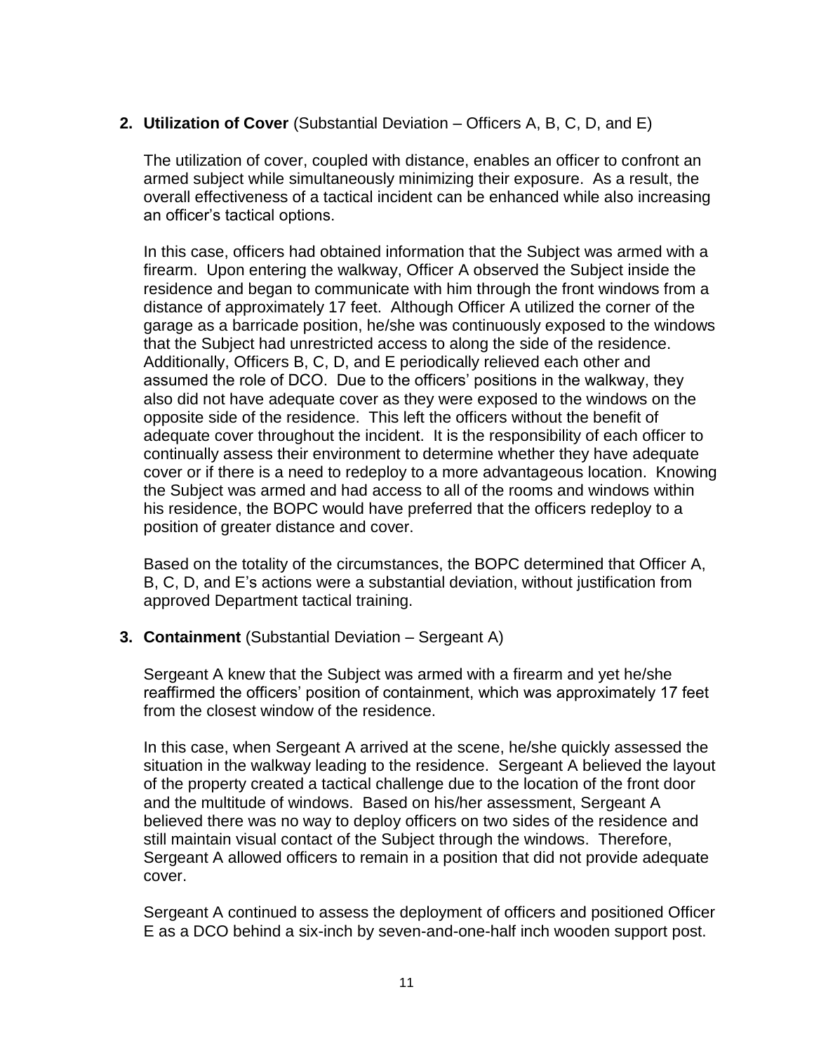2. **Utilization of Cover** (Substantial Deviation – Officers A, B, C, D, and E)

   The utilization of cover, coupled with distance, enables an officer to confront an armed subject while simultaneously minimizing their exposure. As a result, the overall effectiveness of a tactical incident can be enhanced while also increasing an officer's tactical options.

   In this case, officers had obtained information that the Subject was armed with a firearm. Upon entering the walkway, Officer A observed the Subject inside the residence and began to communicate with him through the front windows from a distance of approximately 17 feet. Although Officer A utilized the corner of the garage as a barricade position, he/she was continuously exposed to the windows that the Subject had unrestricted access to along the side of the residence. Additionally, Officers B, C, D, and E periodically relieved each other and assumed the role of DCO. Due to the officers' positions in the walkway, they also did not have adequate cover as they were exposed to the windows on the opposite side of the residence. This left the officers without the benefit of adequate cover throughout the incident. It is the responsibility of each officer to continually assess their environment to determine whether they have adequate cover or if there is a need to redeploy to a more advantageous location. Knowing the Subject was armed and had access to all of the rooms and windows within his residence, the BOPC would have preferred that the officers redeploy to a position of greater distance and cover.

   Based on the totality of the circumstances, the BOPC determined that Officer A, B, C, D, and E's actions were a substantial deviation, without justification from approved Department tactical training.

3. **Containment** (Substantial Deviation – Sergeant A)

   Sergeant A knew that the Subject was armed with a firearm and yet he/she reaffirmed the officers' position of containment, which was approximately 17 feet from the closest window of the residence.

   In this case, when Sergeant A arrived at the scene, he/she quickly assessed the situation in the walkway leading to the residence. Sergeant A believed the layout of the property created a tactical challenge due to the location of the front door and the multitude of windows. Based on his/her assessment, Sergeant A believed there was no way to deploy officers on two sides of the residence and still maintain visual contact of the Subject through the windows. Therefore, Sergeant A allowed officers to remain in a position that did not provide adequate cover.

   Sergeant A continued to assess the deployment of officers and positioned Officer E as a DCO behind a six-inch by seven-and-one-half inch wooden support post.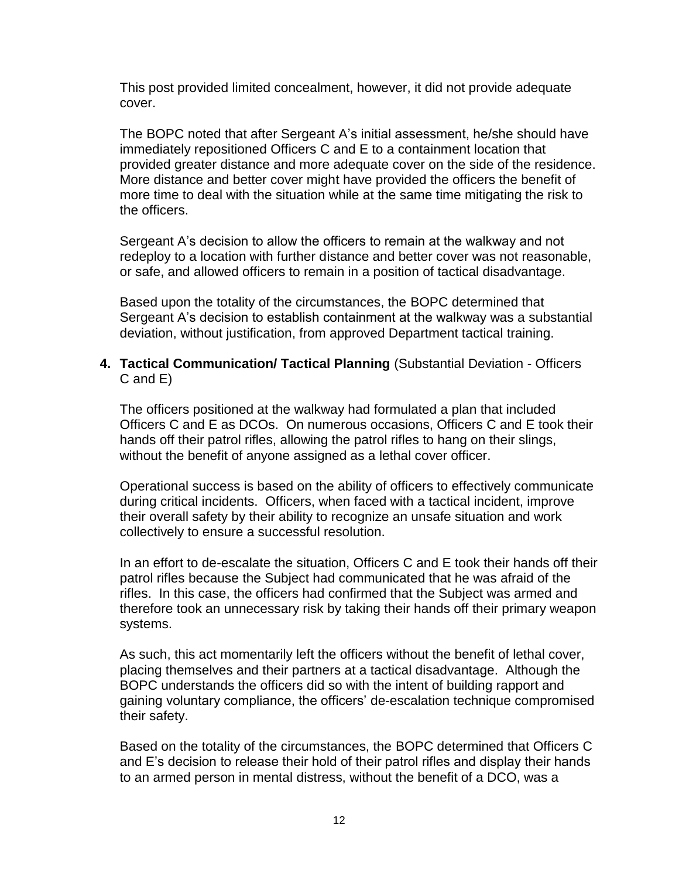This post provided limited concealment, however, it did not provide adequate cover.

The BOPC noted that after Sergeant A's initial assessment, he/she should have immediately repositioned Officers C and E to a containment location that provided greater distance and more adequate cover on the side of the residence. More distance and better cover might have provided the officers the benefit of more time to deal with the situation while at the same time mitigating the risk to the officers.

Sergeant A's decision to allow the officers to remain at the walkway and not redeploy to a location with further distance and better cover was not reasonable, or safe, and allowed officers to remain in a position of tactical disadvantage.

Based upon the totality of the circumstances, the BOPC determined that Sergeant A's decision to establish containment at the walkway was a substantial deviation, without justification, from approved Department tactical training.

4. **Tactical Communication/ Tactical Planning** (Substantial Deviation - Officers C and E)

The officers positioned at the walkway had formulated a plan that included Officers C and E as DCOs. On numerous occasions, Officers C and E took their hands off their patrol rifles, allowing the patrol rifles to hang on their slings, without the benefit of anyone assigned as a lethal cover officer.

Operational success is based on the ability of officers to effectively communicate during critical incidents. Officers, when faced with a tactical incident, improve their overall safety by their ability to recognize an unsafe situation and work collectively to ensure a successful resolution.

In an effort to de-escalate the situation, Officers C and E took their hands off their patrol rifles because the Subject had communicated that he was afraid of the rifles. In this case, the officers had confirmed that the Subject was armed and therefore took an unnecessary risk by taking their hands off their primary weapon systems.

As such, this act momentarily left the officers without the benefit of lethal cover, placing themselves and their partners at a tactical disadvantage. Although the BOPC understands the officers did so with the intent of building rapport and gaining voluntary compliance, the officers' de-escalation technique compromised their safety.

Based on the totality of the circumstances, the BOPC determined that Officers C and E's decision to release their hold of their patrol rifles and display their hands to an armed person in mental distress, without the benefit of a DCO, was a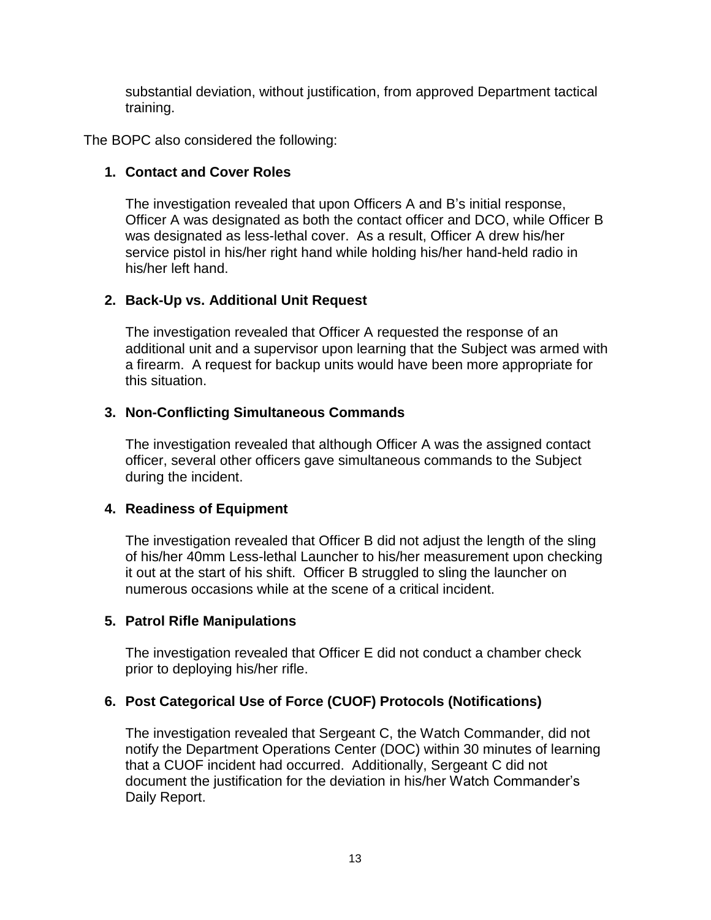substantial deviation, without justification, from approved Department tactical training.

The BOPC also considered the following:

**1. Contact and Cover Roles**

The investigation revealed that upon Officers A and B's initial response, Officer A was designated as both the contact officer and DCO, while Officer B was designated as less-lethal cover. As a result, Officer A drew his/her service pistol in his/her right hand while holding his/her hand-held radio in his/her left hand.

**2. Back-Up vs. Additional Unit Request**

The investigation revealed that Officer A requested the response of an additional unit and a supervisor upon learning that the Subject was armed with a firearm. A request for backup units would have been more appropriate for this situation.

**3. Non-Conflicting Simultaneous Commands**

The investigation revealed that although Officer A was the assigned contact officer, several other officers gave simultaneous commands to the Subject during the incident.

**4. Readiness of Equipment**

The investigation revealed that Officer B did not adjust the length of the sling of his/her 40mm Less-lethal Launcher to his/her measurement upon checking it out at the start of his shift. Officer B struggled to sling the launcher on numerous occasions while at the scene of a critical incident.

**5. Patrol Rifle Manipulations**

The investigation revealed that Officer E did not conduct a chamber check prior to deploying his/her rifle.

**6. Post Categorical Use of Force (CUOF) Protocols (Notifications)**

The investigation revealed that Sergeant C, the Watch Commander, did not notify the Department Operations Center (DOC) within 30 minutes of learning that a CUOF incident had occurred. Additionally, Sergeant C did not document the justification for the deviation in his/her Watch Commander's Daily Report.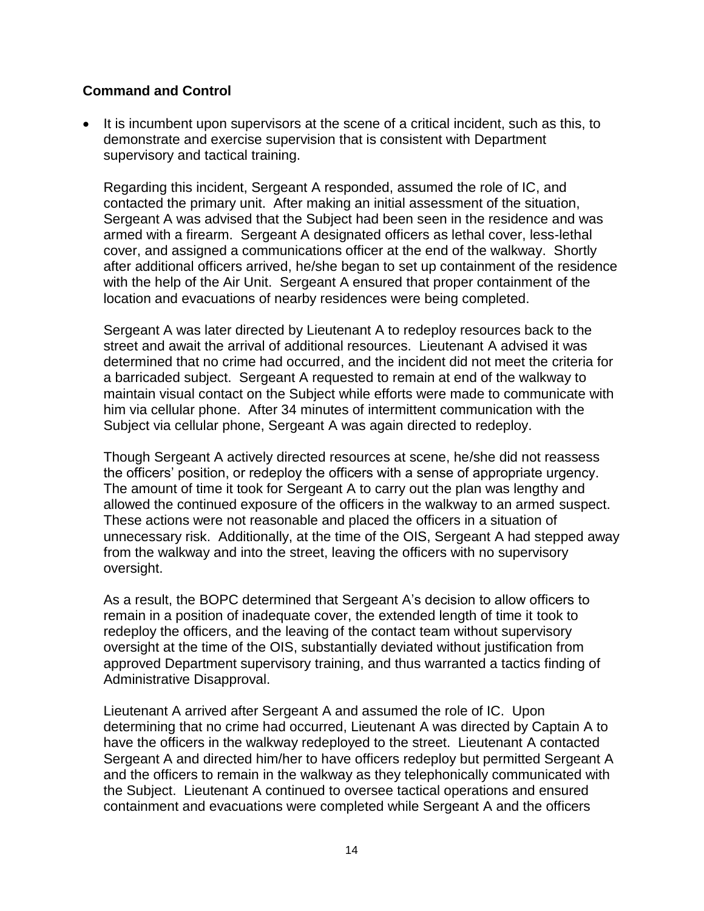**Command and Control**

- It is incumbent upon supervisors at the scene of a critical incident, such as this, to demonstrate and exercise supervision that is consistent with Department supervisory and tactical training.

  Regarding this incident, Sergeant A responded, assumed the role of IC, and contacted the primary unit. After making an initial assessment of the situation, Sergeant A was advised that the Subject had been seen in the residence and was armed with a firearm. Sergeant A designated officers as lethal cover, less-lethal cover, and assigned a communications officer at the end of the walkway. Shortly after additional officers arrived, he/she began to set up containment of the residence with the help of the Air Unit. Sergeant A ensured that proper containment of the location and evacuations of nearby residences were being completed.

  Sergeant A was later directed by Lieutenant A to redeploy resources back to the street and await the arrival of additional resources. Lieutenant A advised it was determined that no crime had occurred, and the incident did not meet the criteria for a barricaded subject. Sergeant A requested to remain at end of the walkway to maintain visual contact on the Subject while efforts were made to communicate with him via cellular phone. After 34 minutes of intermittent communication with the Subject via cellular phone, Sergeant A was again directed to redeploy.

  Though Sergeant A actively directed resources at scene, he/she did not reassess the officers' position, or redeploy the officers with a sense of appropriate urgency. The amount of time it took for Sergeant A to carry out the plan was lengthy and allowed the continued exposure of the officers in the walkway to an armed suspect. These actions were not reasonable and placed the officers in a situation of unnecessary risk. Additionally, at the time of the OIS, Sergeant A had stepped away from the walkway and into the street, leaving the officers with no supervisory oversight.

  As a result, the BOPC determined that Sergeant A's decision to allow officers to remain in a position of inadequate cover, the extended length of time it took to redeploy the officers, and the leaving of the contact team without supervisory oversight at the time of the OIS, substantially deviated without justification from approved Department supervisory training, and thus warranted a tactics finding of Administrative Disapproval.

  Lieutenant A arrived after Sergeant A and assumed the role of IC. Upon determining that no crime had occurred, Lieutenant A was directed by Captain A to have the officers in the walkway redeployed to the street. Lieutenant A contacted Sergeant A and directed him/her to have officers redeploy but permitted Sergeant A and the officers to remain in the walkway as they telephonically communicated with the Subject. Lieutenant A continued to oversee tactical operations and ensured containment and evacuations were completed while Sergeant A and the officers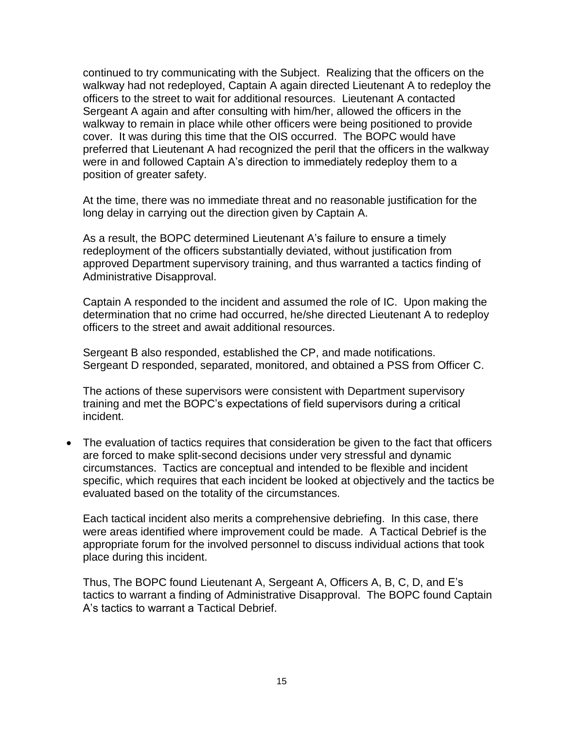continued to try communicating with the Subject. Realizing that the officers on the walkway had not redeployed, Captain A again directed Lieutenant A to redeploy the officers to the street to wait for additional resources. Lieutenant A contacted Sergeant A again and after consulting with him/her, allowed the officers in the walkway to remain in place while other officers were being positioned to provide cover. It was during this time that the OIS occurred. The BOPC would have preferred that Lieutenant A had recognized the peril that the officers in the walkway were in and followed Captain A's direction to immediately redeploy them to a position of greater safety.

At the time, there was no immediate threat and no reasonable justification for the long delay in carrying out the direction given by Captain A.

As a result, the BOPC determined Lieutenant A's failure to ensure a timely redeployment of the officers substantially deviated, without justification from approved Department supervisory training, and thus warranted a tactics finding of Administrative Disapproval.

Captain A responded to the incident and assumed the role of IC. Upon making the determination that no crime had occurred, he/she directed Lieutenant A to redeploy officers to the street and await additional resources.

Sergeant B also responded, established the CP, and made notifications. Sergeant D responded, separated, monitored, and obtained a PSS from Officer C.

The actions of these supervisors were consistent with Department supervisory training and met the BOPC's expectations of field supervisors during a critical incident.

- The evaluation of tactics requires that consideration be given to the fact that officers are forced to make split-second decisions under very stressful and dynamic circumstances. Tactics are conceptual and intended to be flexible and incident specific, which requires that each incident be looked at objectively and the tactics be evaluated based on the totality of the circumstances.

  Each tactical incident also merits a comprehensive debriefing. In this case, there were areas identified where improvement could be made. A Tactical Debrief is the appropriate forum for the involved personnel to discuss individual actions that took place during this incident.

  Thus, The BOPC found Lieutenant A, Sergeant A, Officers A, B, C, D, and E's tactics to warrant a finding of Administrative Disapproval. The BOPC found Captain A's tactics to warrant a Tactical Debrief.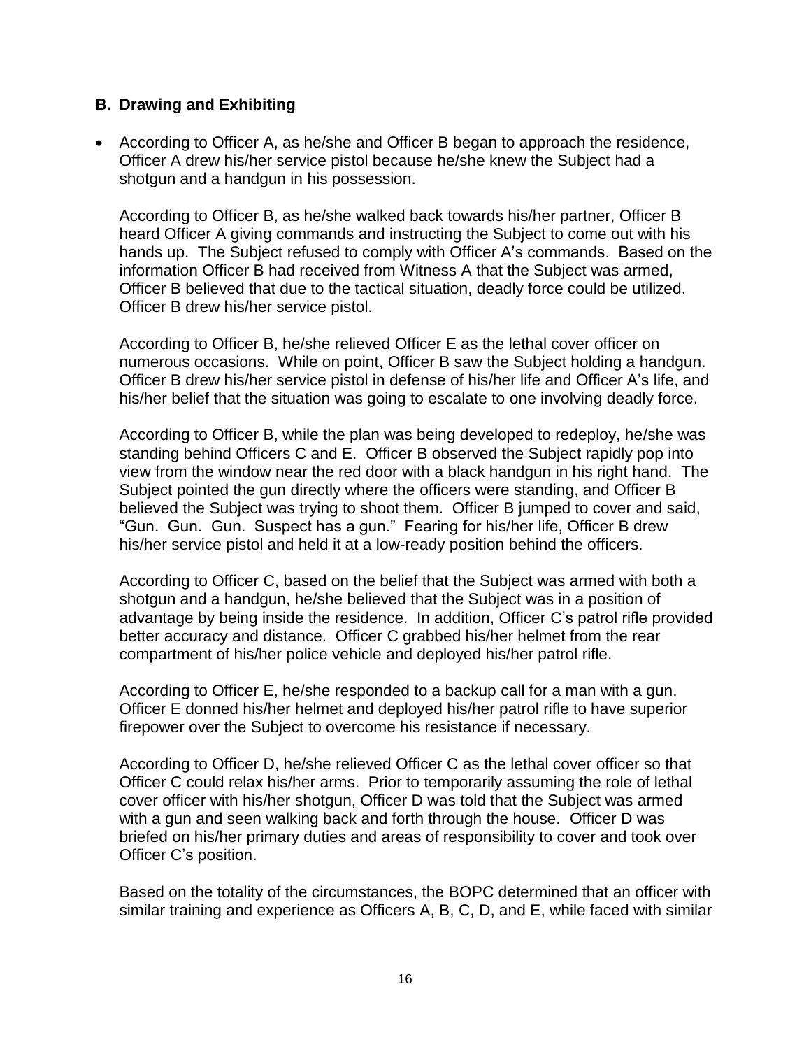### B. Drawing and Exhibiting

- According to Officer A, as he/she and Officer B began to approach the residence, Officer A drew his/her service pistol because he/she knew the Subject had a shotgun and a handgun in his possession.

  According to Officer B, as he/she walked back towards his/her partner, Officer B heard Officer A giving commands and instructing the Subject to come out with his hands up. The Subject refused to comply with Officer A's commands. Based on the information Officer B had received from Witness A that the Subject was armed, Officer B believed that due to the tactical situation, deadly force could be utilized. Officer B drew his/her service pistol.

  According to Officer B, he/she relieved Officer E as the lethal cover officer on numerous occasions. While on point, Officer B saw the Subject holding a handgun. Officer B drew his/her service pistol in defense of his/her life and Officer A's life, and his/her belief that the situation was going to escalate to one involving deadly force.

  According to Officer B, while the plan was being developed to redeploy, he/she was standing behind Officers C and E. Officer B observed the Subject rapidly pop into view from the window near the red door with a black handgun in his right hand. The Subject pointed the gun directly where the officers were standing, and Officer B believed the Subject was trying to shoot them. Officer B jumped to cover and said, "Gun. Gun. Gun. Suspect has a gun." Fearing for his/her life, Officer B drew his/her service pistol and held it at a low-ready position behind the officers.

  According to Officer C, based on the belief that the Subject was armed with both a shotgun and a handgun, he/she believed that the Subject was in a position of advantage by being inside the residence. In addition, Officer C's patrol rifle provided better accuracy and distance. Officer C grabbed his/her helmet from the rear compartment of his/her police vehicle and deployed his/her patrol rifle.

  According to Officer E, he/she responded to a backup call for a man with a gun. Officer E donned his/her helmet and deployed his/her patrol rifle to have superior firepower over the Subject to overcome his resistance if necessary.

  According to Officer D, he/she relieved Officer C as the lethal cover officer so that Officer C could relax his/her arms. Prior to temporarily assuming the role of lethal cover officer with his/her shotgun, Officer D was told that the Subject was armed with a gun and seen walking back and forth through the house. Officer D was briefed on his/her primary duties and areas of responsibility to cover and took over Officer C's position.

  Based on the totality of the circumstances, the BOPC determined that an officer with similar training and experience as Officers A, B, C, D, and E, while faced with similar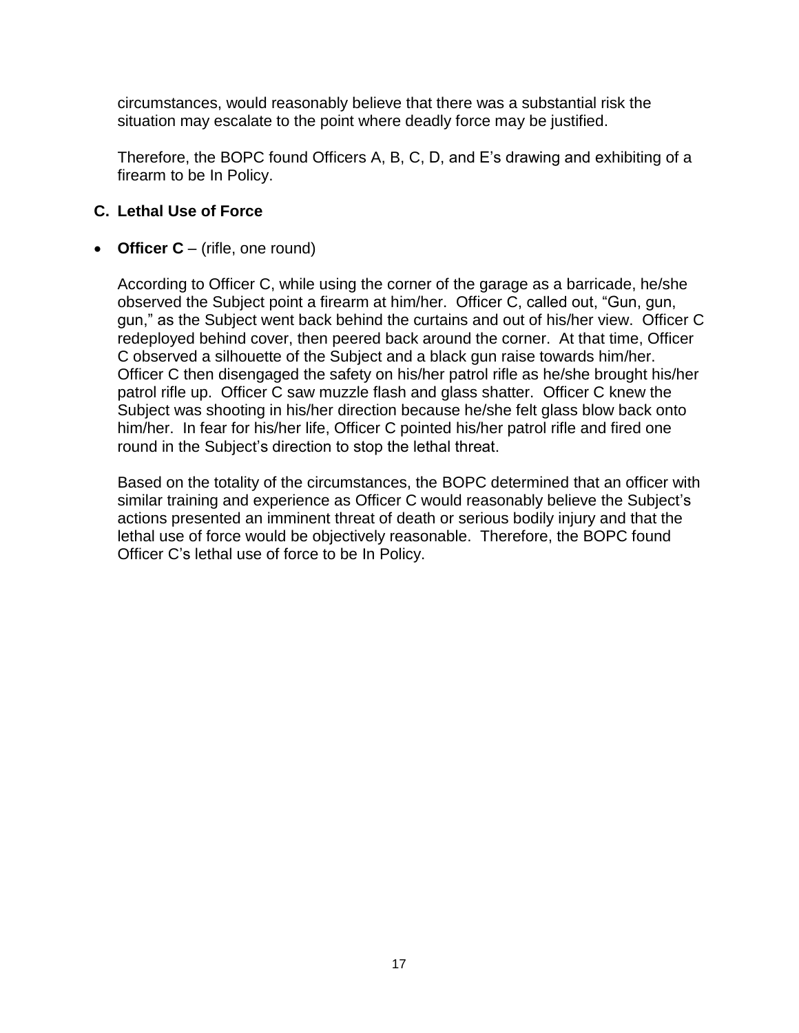circumstances, would reasonably believe that there was a substantial risk the situation may escalate to the point where deadly force may be justified.

Therefore, the BOPC found Officers A, B, C, D, and E's drawing and exhibiting of a firearm to be In Policy.

### C. Lethal Use of Force

- **Officer C** – (rifle, one round)

  According to Officer C, while using the corner of the garage as a barricade, he/she observed the Subject point a firearm at him/her. Officer C, called out, "Gun, gun, gun," as the Subject went back behind the curtains and out of his/her view. Officer C redeployed behind cover, then peered back around the corner. At that time, Officer C observed a silhouette of the Subject and a black gun raise towards him/her. Officer C then disengaged the safety on his/her patrol rifle as he/she brought his/her patrol rifle up. Officer C saw muzzle flash and glass shatter. Officer C knew the Subject was shooting in his/her direction because he/she felt glass blow back onto him/her. In fear for his/her life, Officer C pointed his/her patrol rifle and fired one round in the Subject's direction to stop the lethal threat.

  Based on the totality of the circumstances, the BOPC determined that an officer with similar training and experience as Officer C would reasonably believe the Subject's actions presented an imminent threat of death or serious bodily injury and that the lethal use of force would be objectively reasonable. Therefore, the BOPC found Officer C's lethal use of force to be In Policy.